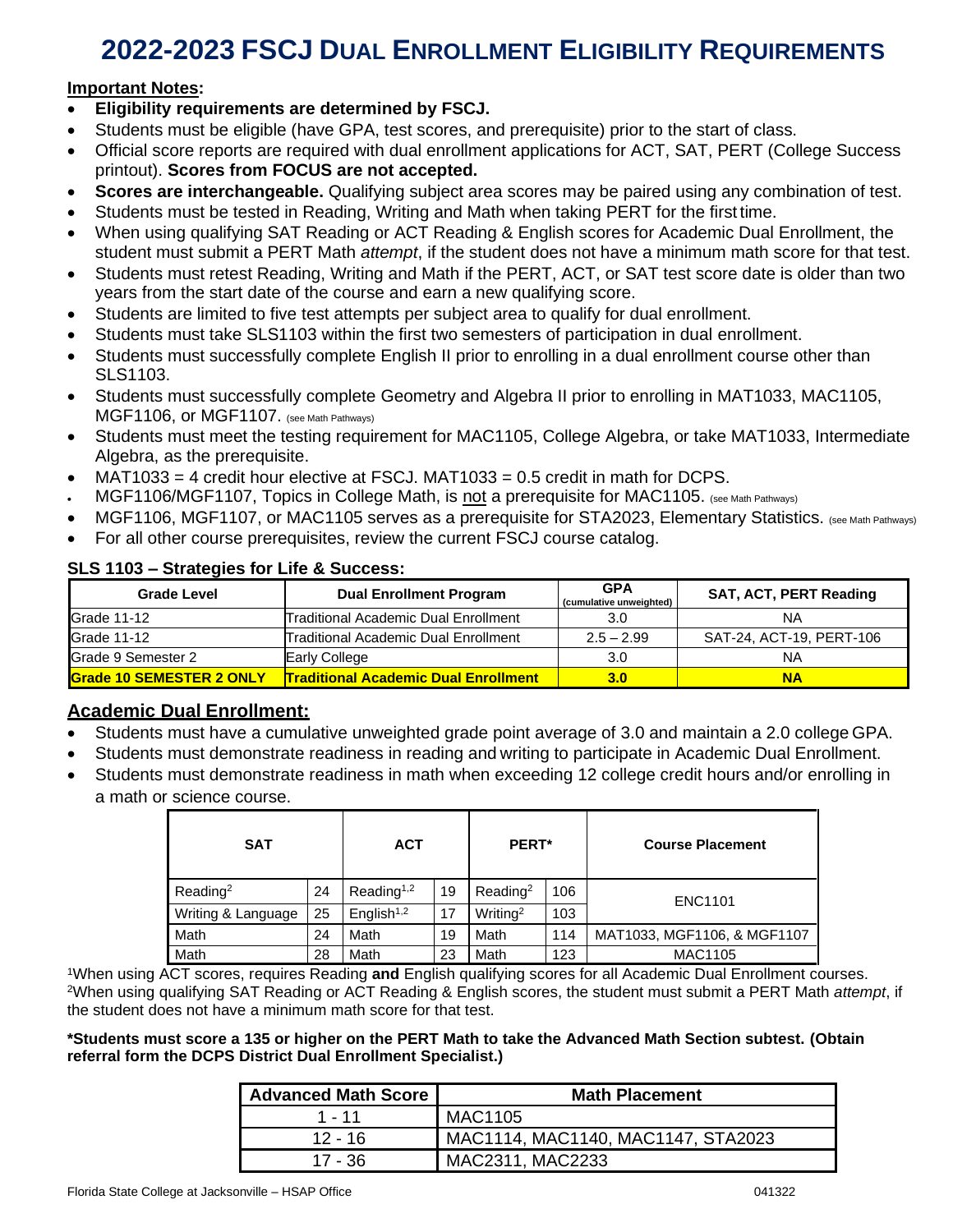# 2022-2023 FSCJ DUAL ENROLLMENT ELIGIBILITY REQUIREMENTS

**Important Notes:**

- **Eligibility requirements are determined by FSCJ.**
- Students must be eligible (have GPA, test scores, and prerequisite) prior to the start of class.
- Official score reports are required with dual enrollment applications for ACT, SAT, PERT (College Success printout). **Scores from FOCUS are not accepted.**
- **Scores are interchangeable.** Qualifying subject area scores may be paired using any combination of test.
- Students must be tested in Reading, Writing and Math when taking PERT for the first time.
- When using qualifying SAT Reading or ACT Reading & English scores for Academic Dual Enrollment, the student must submit a PERT Math *attempt*, if the student does not have a minimum math score for that test.
- Students must retest Reading, Writing and Math if the PERT, ACT, or SAT test score date is older than two years from the start date of the course and earn a new qualifying score.
- Students are limited to five test attempts per subject area to qualify for dual enrollment.
- Students must take SLS1103 within the first two semesters of participation in dual enrollment.
- Students must successfully complete English II prior to enrolling in a dual enrollment course other than SLS1103.
- Students must successfully complete Geometry and Algebra II prior to enrolling in MAT1033, MAC1105, MGF1106, or MGF1107. (see Math Pathways)
- Students must meet the testing requirement for MAC1105, College Algebra, or take MAT1033, Intermediate Algebra, as the prerequisite.
- MAT1033 = 4 credit hour elective at FSCJ. MAT1033 = 0.5 credit in math for DCPS.
- MGF1106/MGF1107, Topics in College Math, is not a prerequisite for MAC1105. (see Math Pathways)
- MGF1106, MGF1107, or MAC1105 serves as a prerequisite for STA2023, Elementary Statistics. (see Math Pathways)
- For all other course prerequisites, review the current FSCJ course catalog.

## SLS 1103 – Strategies for Life & Success:

| Grade Level | Dual Enrollment Program | GPA (cumulative unweighted) | SAT, ACT, PERT Reading |
|---|---|---|---|
| Grade 11-12 | Traditional Academic Dual Enrollment | 3.0 | NA |
| Grade 11-12 | Traditional Academic Dual Enrollment | 2.5 – 2.99 | SAT-24, ACT-19, PERT-106 |
| Grade 9 Semester 2 | Early College | 3.0 | NA |
| **Grade 10 SEMESTER 2 ONLY** | **Traditional Academic Dual Enrollment** | **3.0** | **NA** |

## Academic Dual Enrollment:

- Students must have a cumulative unweighted grade point average of 3.0 and maintain a 2.0 college GPA.
- Students must demonstrate readiness in reading and writing to participate in Academic Dual Enrollment.
- Students must demonstrate readiness in math when exceeding 12 college credit hours and/or enrolling in a math or science course.

| SAT | | ACT | | PERT* | | Course Placement |
|---|---|---|---|---|---|---|
| Reading[2] | 24 | Reading[1,2] | 19 | Reading[2] | 106 | ENC1101 |
| Writing & Language | 25 | English[1,2] | 17 | Writing[2] | 103 | ENC1101 |
| Math | 24 | Math | 19 | Math | 114 | MAT1033, MGF1106, & MGF1107 |
| Math | 28 | Math | 23 | Math | 123 | MAC1105 |

[1]When using ACT scores, requires Reading **and** English qualifying scores for all Academic Dual Enrollment courses.
[2]When using qualifying SAT Reading or ACT Reading & English scores, the student must submit a PERT Math *attempt*, if the student does not have a minimum math score for that test.

**\*Students must score a 135 or higher on the PERT Math to take the Advanced Math Section subtest. (Obtain referral form the DCPS District Dual Enrollment Specialist.)**

| Advanced Math Score | Math Placement |
|---|---|
| 1 - 11 | MAC1105 |
| 12 - 16 | MAC1114, MAC1140, MAC1147, STA2023 |
| 17 - 36 | MAC2311, MAC2233 |

Florida State College at Jacksonville – HSAP Office 041322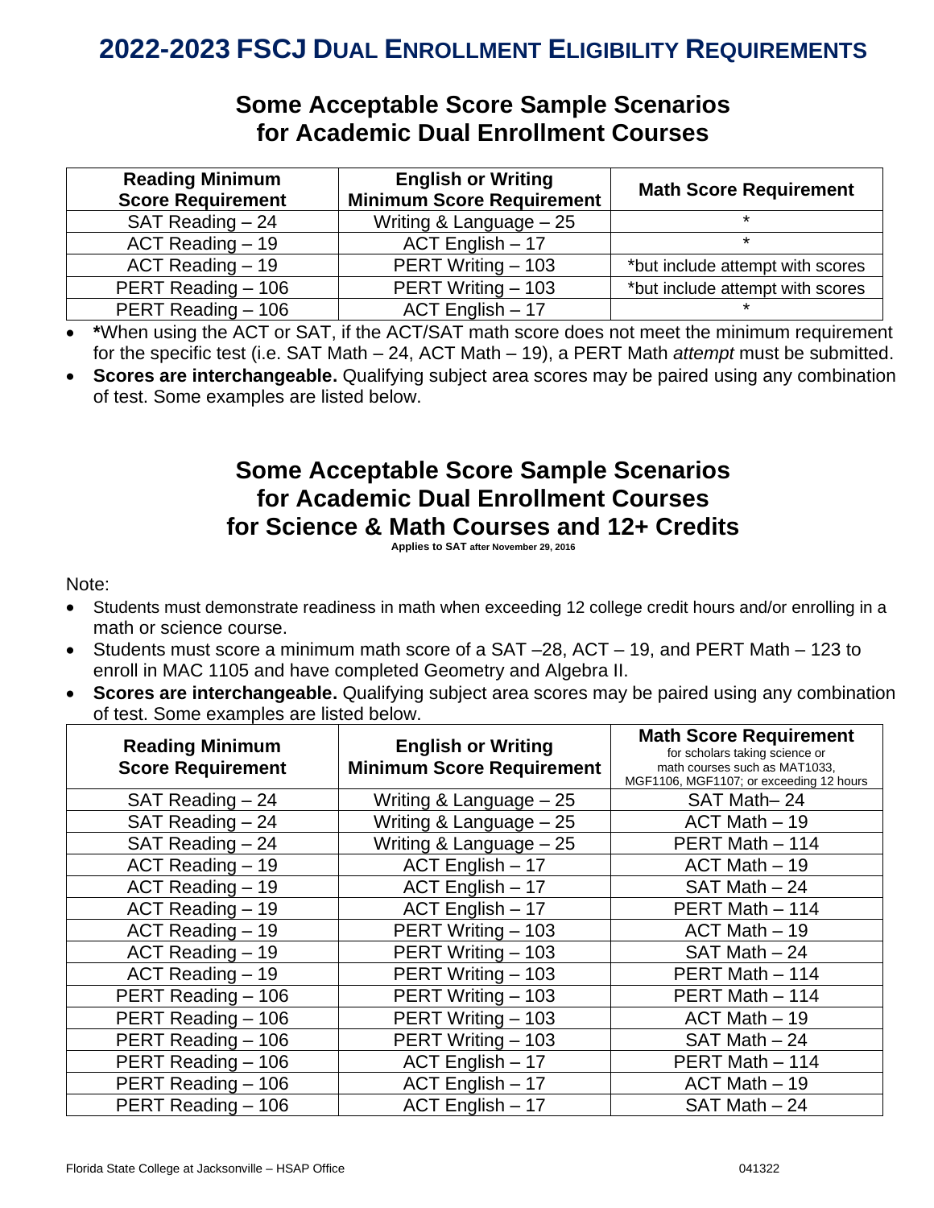# 2022-2023 FSCJ Dual Enrollment Eligibility Requirements

## Some Acceptable Score Sample Scenarios for Academic Dual Enrollment Courses

| Reading Minimum Score Requirement | English or Writing Minimum Score Requirement | Math Score Requirement |
|---|---|---|
| SAT Reading – 24 | Writing & Language – 25 | * |
| ACT Reading – 19 | ACT English – 17 | * |
| ACT Reading – 19 | PERT Writing – 103 | *but include attempt with scores |
| PERT Reading – 106 | PERT Writing – 103 | *but include attempt with scores |
| PERT Reading – 106 | ACT English – 17 | * |

- ***When using the ACT or SAT, if the ACT/SAT math score does not meet the minimum requirement for the specific test (i.e. SAT Math – 24, ACT Math – 19), a PERT Math *attempt* must be submitted.
- **Scores are interchangeable.** Qualifying subject area scores may be paired using any combination of test. Some examples are listed below.

## Some Acceptable Score Sample Scenarios for Academic Dual Enrollment Courses for Science & Math Courses and 12+ Credits

**Applies to SAT after November 29, 2016**

Note:

- Students must demonstrate readiness in math when exceeding 12 college credit hours and/or enrolling in a math or science course.
- Students must score a minimum math score of a SAT –28, ACT – 19, and PERT Math – 123 to enroll in MAC 1105 and have completed Geometry and Algebra II.
- **Scores are interchangeable.** Qualifying subject area scores may be paired using any combination of test. Some examples are listed below.

| Reading Minimum Score Requirement | English or Writing Minimum Score Requirement | Math Score Requirement for scholars taking science or math courses such as MAT1033, MGF1106, MGF1107; or exceeding 12 hours |
|---|---|---|
| SAT Reading – 24 | Writing & Language – 25 | SAT Math– 24 |
| SAT Reading – 24 | Writing & Language – 25 | ACT Math – 19 |
| SAT Reading – 24 | Writing & Language – 25 | PERT Math – 114 |
| ACT Reading – 19 | ACT English – 17 | ACT Math – 19 |
| ACT Reading – 19 | ACT English – 17 | SAT Math – 24 |
| ACT Reading – 19 | ACT English – 17 | PERT Math – 114 |
| ACT Reading – 19 | PERT Writing – 103 | ACT Math – 19 |
| ACT Reading – 19 | PERT Writing – 103 | SAT Math – 24 |
| ACT Reading – 19 | PERT Writing – 103 | PERT Math – 114 |
| PERT Reading – 106 | PERT Writing – 103 | PERT Math – 114 |
| PERT Reading – 106 | PERT Writing – 103 | ACT Math – 19 |
| PERT Reading – 106 | PERT Writing – 103 | SAT Math – 24 |
| PERT Reading – 106 | ACT English – 17 | PERT Math – 114 |
| PERT Reading – 106 | ACT English – 17 | ACT Math – 19 |
| PERT Reading – 106 | ACT English – 17 | SAT Math – 24 |

Florida State College at Jacksonville – HSAP Office 041322